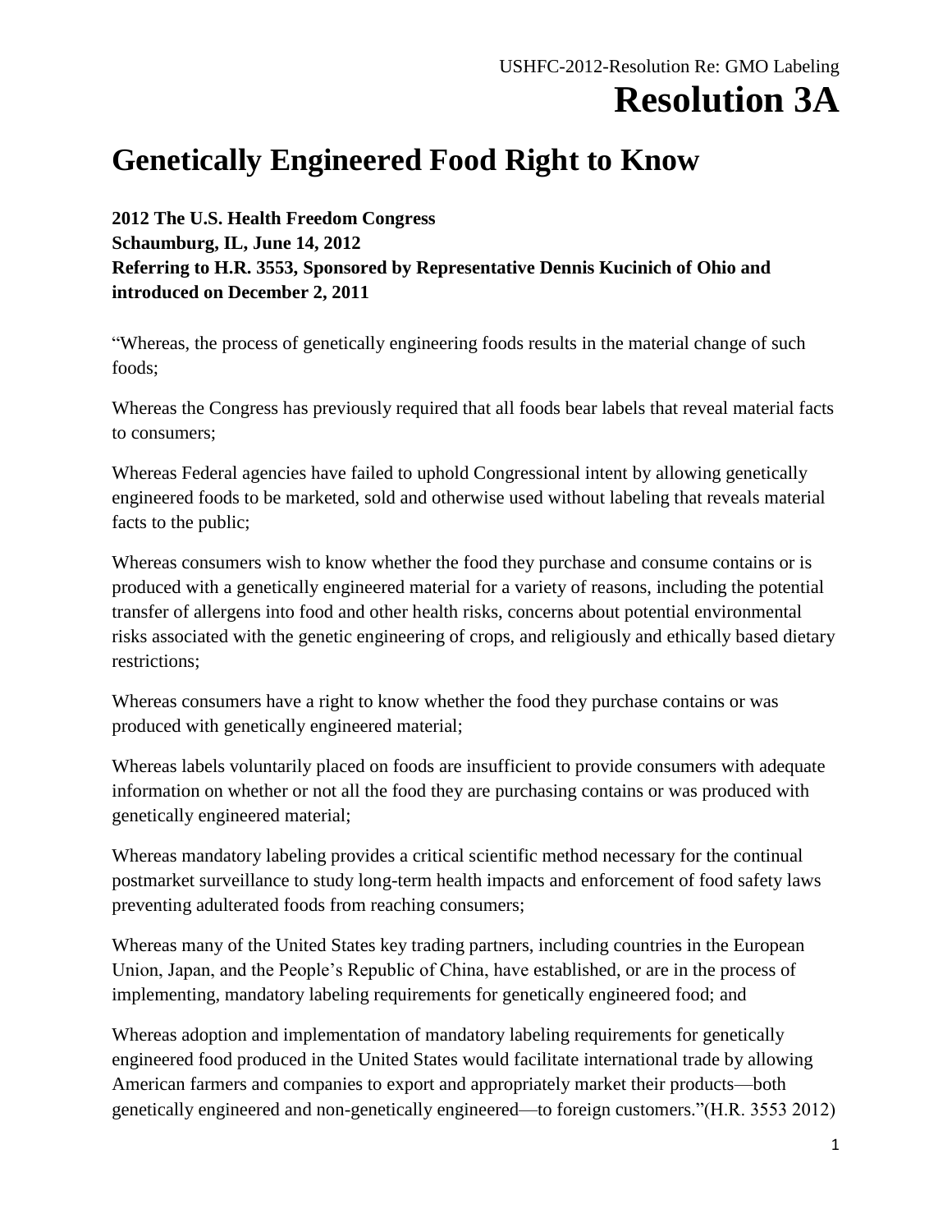USHFC-2012-Resolution Re: GMO Labeling

# Resolution 3A

## Genetically Engineered Food Right to Know

**2012 The U.S. Health Freedom Congress**
**Schaumburg, IL, June 14, 2012**
**Referring to H.R. 3553, Sponsored by Representative Dennis Kucinich of Ohio and introduced on December 2, 2011**

"Whereas, the process of genetically engineering foods results in the material change of such foods;

Whereas the Congress has previously required that all foods bear labels that reveal material facts to consumers;

Whereas Federal agencies have failed to uphold Congressional intent by allowing genetically engineered foods to be marketed, sold and otherwise used without labeling that reveals material facts to the public;

Whereas consumers wish to know whether the food they purchase and consume contains or is produced with a genetically engineered material for a variety of reasons, including the potential transfer of allergens into food and other health risks, concerns about potential environmental risks associated with the genetic engineering of crops, and religiously and ethically based dietary restrictions;

Whereas consumers have a right to know whether the food they purchase contains or was produced with genetically engineered material;

Whereas labels voluntarily placed on foods are insufficient to provide consumers with adequate information on whether or not all the food they are purchasing contains or was produced with genetically engineered material;

Whereas mandatory labeling provides a critical scientific method necessary for the continual postmarket surveillance to study long-term health impacts and enforcement of food safety laws preventing adulterated foods from reaching consumers;

Whereas many of the United States key trading partners, including countries in the European Union, Japan, and the People's Republic of China, have established, or are in the process of implementing, mandatory labeling requirements for genetically engineered food; and

Whereas adoption and implementation of mandatory labeling requirements for genetically engineered food produced in the United States would facilitate international trade by allowing American farmers and companies to export and appropriately market their products—both genetically engineered and non-genetically engineered—to foreign customers."(H.R. 3553 2012)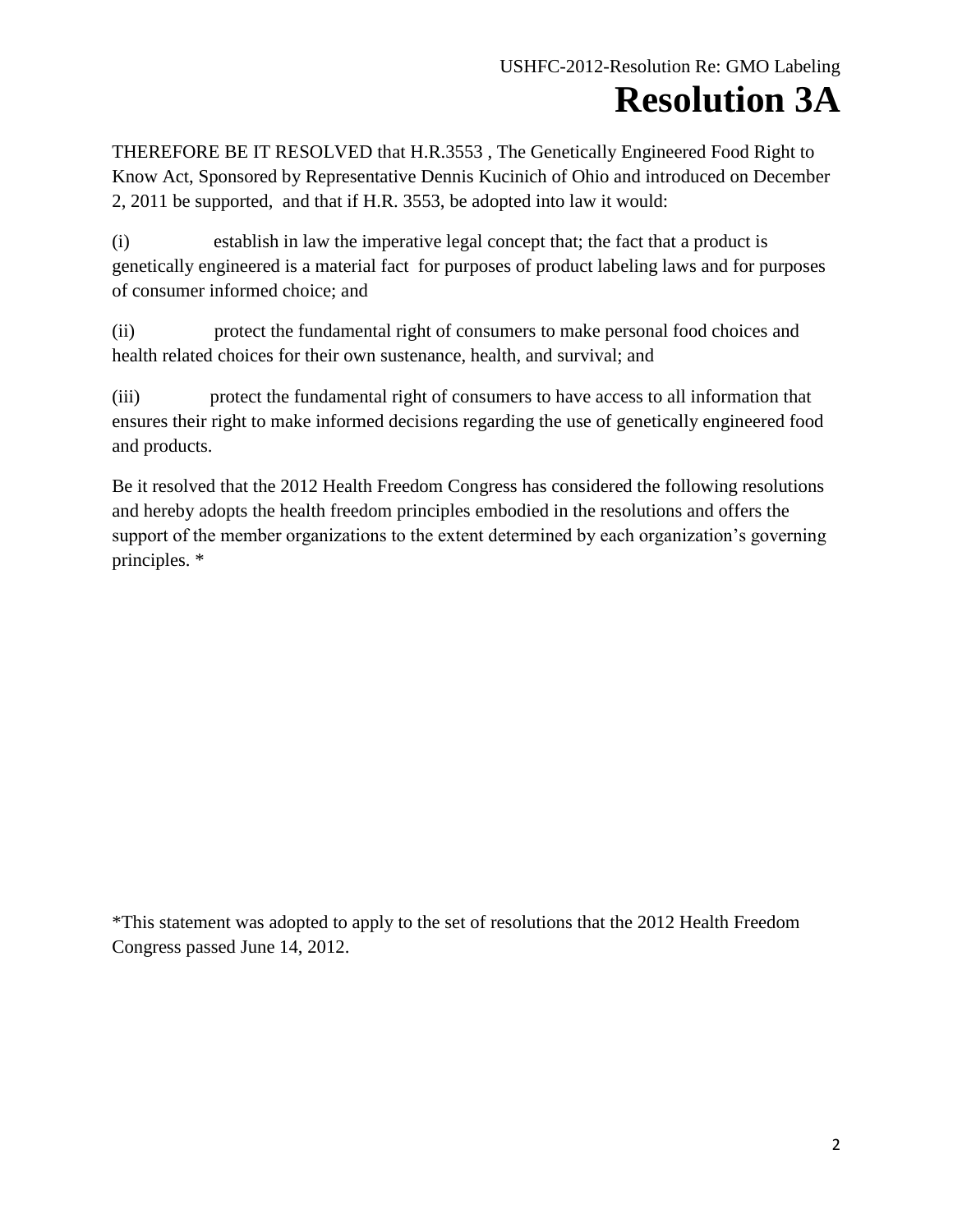USHFC-2012-Resolution Re: GMO Labeling

# Resolution 3A

THEREFORE BE IT RESOLVED that H.R.3553 , The Genetically Engineered Food Right to Know Act, Sponsored by Representative Dennis Kucinich of Ohio and introduced on December 2, 2011 be supported, and that if H.R. 3553, be adopted into law it would:

(i) establish in law the imperative legal concept that; the fact that a product is genetically engineered is a material fact for purposes of product labeling laws and for purposes of consumer informed choice; and

(ii) protect the fundamental right of consumers to make personal food choices and health related choices for their own sustenance, health, and survival; and

(iii) protect the fundamental right of consumers to have access to all information that ensures their right to make informed decisions regarding the use of genetically engineered food and products.

Be it resolved that the 2012 Health Freedom Congress has considered the following resolutions and hereby adopts the health freedom principles embodied in the resolutions and offers the support of the member organizations to the extent determined by each organization's governing principles. *

*This statement was adopted to apply to the set of resolutions that the 2012 Health Freedom Congress passed June 14, 2012.